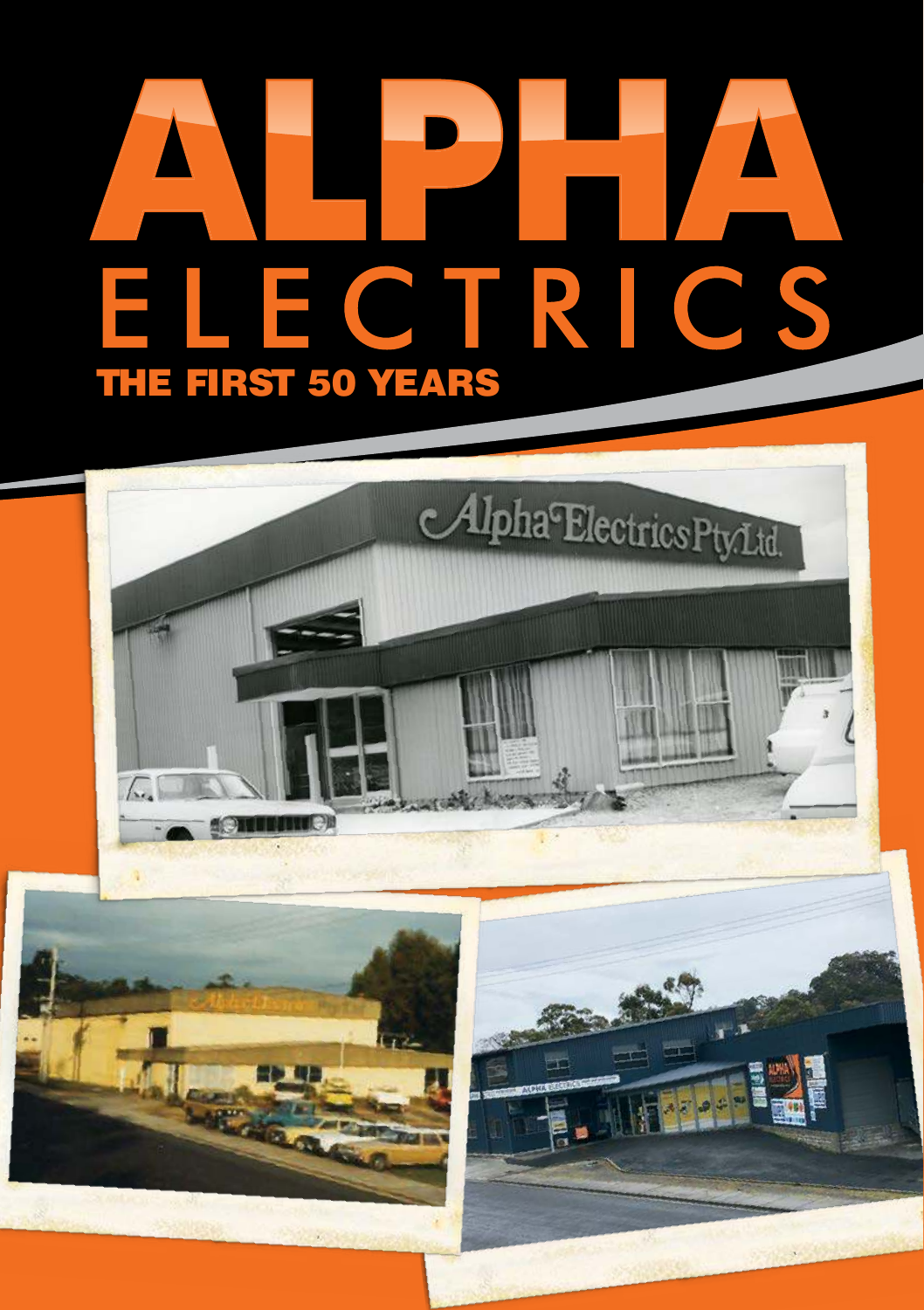# ALPHA ELECTRICS

## THE FIRST 50 YEARS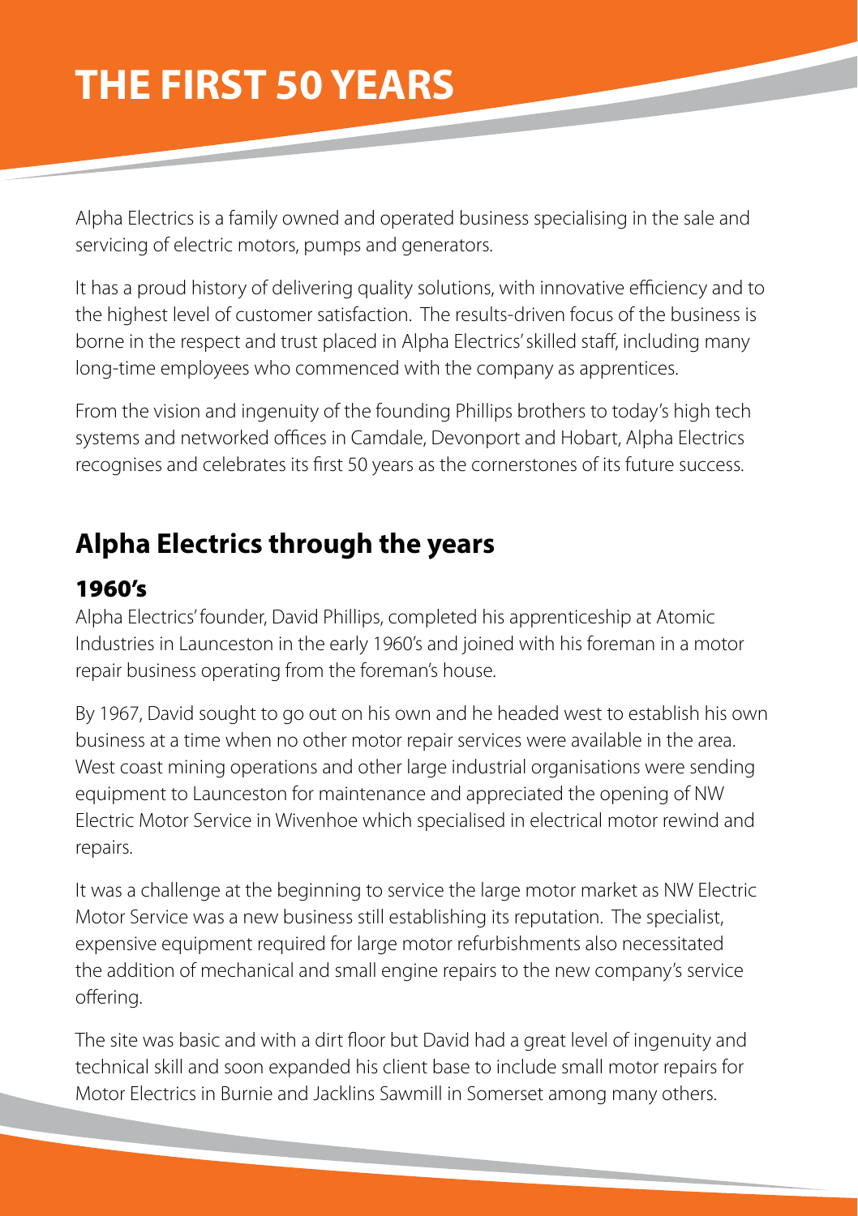# THE FIRST 50 YEARS

Alpha Electrics is a family owned and operated business specialising in the sale and servicing of electric motors, pumps and generators.

It has a proud history of delivering quality solutions, with innovative efficiency and to the highest level of customer satisfaction. The results-driven focus of the business is borne in the respect and trust placed in Alpha Electrics' skilled staff, including many long-time employees who commenced with the company as apprentices.

From the vision and ingenuity of the founding Phillips brothers to today's high tech systems and networked offices in Camdale, Devonport and Hobart, Alpha Electrics recognises and celebrates its first 50 years as the cornerstones of its future success.

## Alpha Electrics through the years

### 1960's

Alpha Electrics' founder, David Phillips, completed his apprenticeship at Atomic Industries in Launceston in the early 1960's and joined with his foreman in a motor repair business operating from the foreman's house.

By 1967, David sought to go out on his own and he headed west to establish his own business at a time when no other motor repair services were available in the area. West coast mining operations and other large industrial organisations were sending equipment to Launceston for maintenance and appreciated the opening of NW Electric Motor Service in Wivenhoe which specialised in electrical motor rewind and repairs.

It was a challenge at the beginning to service the large motor market as NW Electric Motor Service was a new business still establishing its reputation. The specialist, expensive equipment required for large motor refurbishments also necessitated the addition of mechanical and small engine repairs to the new company's service offering.

The site was basic and with a dirt floor but David had a great level of ingenuity and technical skill and soon expanded his client base to include small motor repairs for Motor Electrics in Burnie and Jacklins Sawmill in Somerset among many others.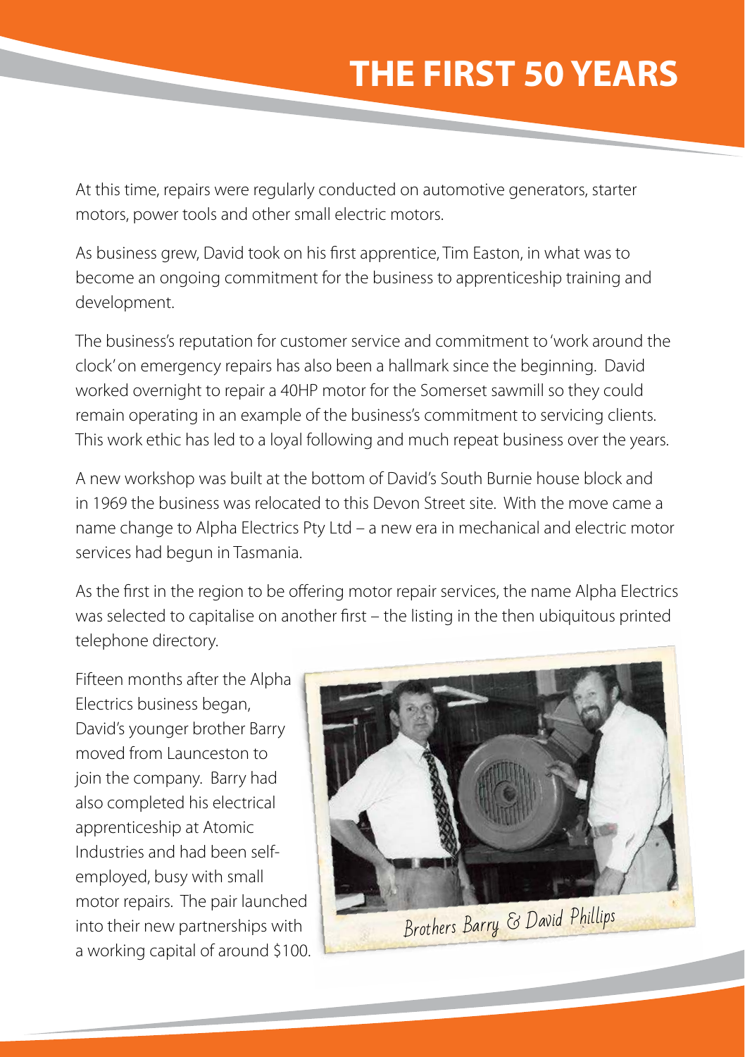# THE FIRST 50 YEARS

At this time, repairs were regularly conducted on automotive generators, starter motors, power tools and other small electric motors.

As business grew, David took on his first apprentice, Tim Easton, in what was to become an ongoing commitment for the business to apprenticeship training and development.

The business's reputation for customer service and commitment to 'work around the clock' on emergency repairs has also been a hallmark since the beginning. David worked overnight to repair a 40HP motor for the Somerset sawmill so they could remain operating in an example of the business's commitment to servicing clients. This work ethic has led to a loyal following and much repeat business over the years.

A new workshop was built at the bottom of David's South Burnie house block and in 1969 the business was relocated to this Devon Street site. With the move came a name change to Alpha Electrics Pty Ltd – a new era in mechanical and electric motor services had begun in Tasmania.

As the first in the region to be offering motor repair services, the name Alpha Electrics was selected to capitalise on another first – the listing in the then ubiquitous printed telephone directory.

Fifteen months after the Alpha Electrics business began, David's younger brother Barry moved from Launceston to join the company. Barry had also completed his electrical apprenticeship at Atomic Industries and had been self-employed, busy with small motor repairs. The pair launched into their new partnerships with a working capital of around $100.

Brothers Barry & David Phillips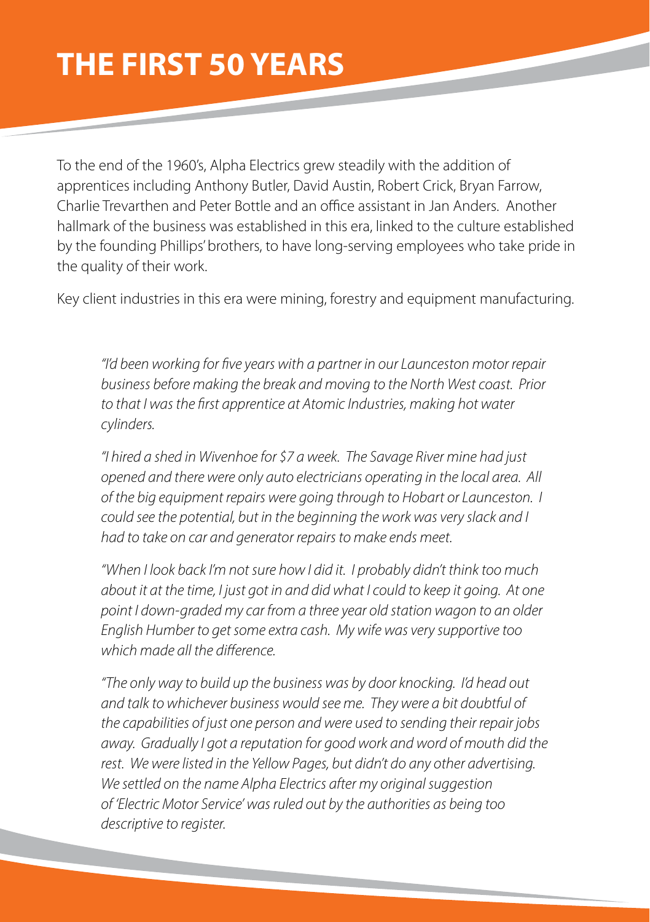# THE FIRST 50 YEARS

To the end of the 1960's, Alpha Electrics grew steadily with the addition of apprentices including Anthony Butler, David Austin, Robert Crick, Bryan Farrow, Charlie Trevarthen and Peter Bottle and an office assistant in Jan Anders. Another hallmark of the business was established in this era, linked to the culture established by the founding Phillips' brothers, to have long-serving employees who take pride in the quality of their work.

Key client industries in this era were mining, forestry and equipment manufacturing.

> *"I'd been working for five years with a partner in our Launceston motor repair business before making the break and moving to the North West coast. Prior to that I was the first apprentice at Atomic Industries, making hot water cylinders.*
>
> *"I hired a shed in Wivenhoe for $7 a week. The Savage River mine had just opened and there were only auto electricians operating in the local area. All of the big equipment repairs were going through to Hobart or Launceston. I could see the potential, but in the beginning the work was very slack and I had to take on car and generator repairs to make ends meet.*
>
> *"When I look back I'm not sure how I did it. I probably didn't think too much about it at the time, I just got in and did what I could to keep it going. At one point I down-graded my car from a three year old station wagon to an older English Humber to get some extra cash. My wife was very supportive too which made all the difference.*
>
> *"The only way to build up the business was by door knocking. I'd head out and talk to whichever business would see me. They were a bit doubtful of the capabilities of just one person and were used to sending their repair jobs away. Gradually I got a reputation for good work and word of mouth did the rest. We were listed in the Yellow Pages, but didn't do any other advertising. We settled on the name Alpha Electrics after my original suggestion of 'Electric Motor Service' was ruled out by the authorities as being too descriptive to register.*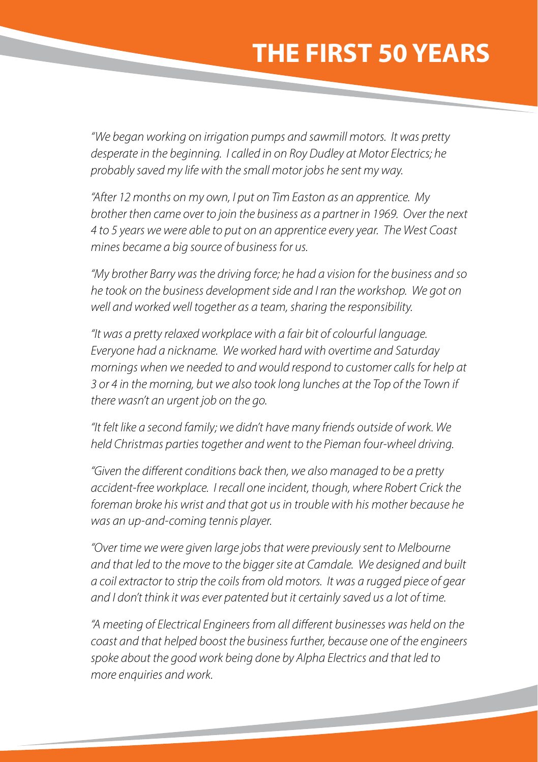# THE FIRST 50 YEARS

*"We began working on irrigation pumps and sawmill motors. It was pretty desperate in the beginning. I called in on Roy Dudley at Motor Electrics; he probably saved my life with the small motor jobs he sent my way.*

*"After 12 months on my own, I put on Tim Easton as an apprentice. My brother then came over to join the business as a partner in 1969. Over the next 4 to 5 years we were able to put on an apprentice every year. The West Coast mines became a big source of business for us.*

*"My brother Barry was the driving force; he had a vision for the business and so he took on the business development side and I ran the workshop. We got on well and worked well together as a team, sharing the responsibility.*

*"It was a pretty relaxed workplace with a fair bit of colourful language. Everyone had a nickname. We worked hard with overtime and Saturday mornings when we needed to and would respond to customer calls for help at 3 or 4 in the morning, but we also took long lunches at the Top of the Town if there wasn't an urgent job on the go.*

*"It felt like a second family; we didn't have many friends outside of work. We held Christmas parties together and went to the Pieman four-wheel driving.*

*"Given the different conditions back then, we also managed to be a pretty accident-free workplace. I recall one incident, though, where Robert Crick the foreman broke his wrist and that got us in trouble with his mother because he was an up-and-coming tennis player.*

*"Over time we were given large jobs that were previously sent to Melbourne and that led to the move to the bigger site at Camdale. We designed and built a coil extractor to strip the coils from old motors. It was a rugged piece of gear and I don't think it was ever patented but it certainly saved us a lot of time.*

*"A meeting of Electrical Engineers from all different businesses was held on the coast and that helped boost the business further, because one of the engineers spoke about the good work being done by Alpha Electrics and that led to more enquiries and work.*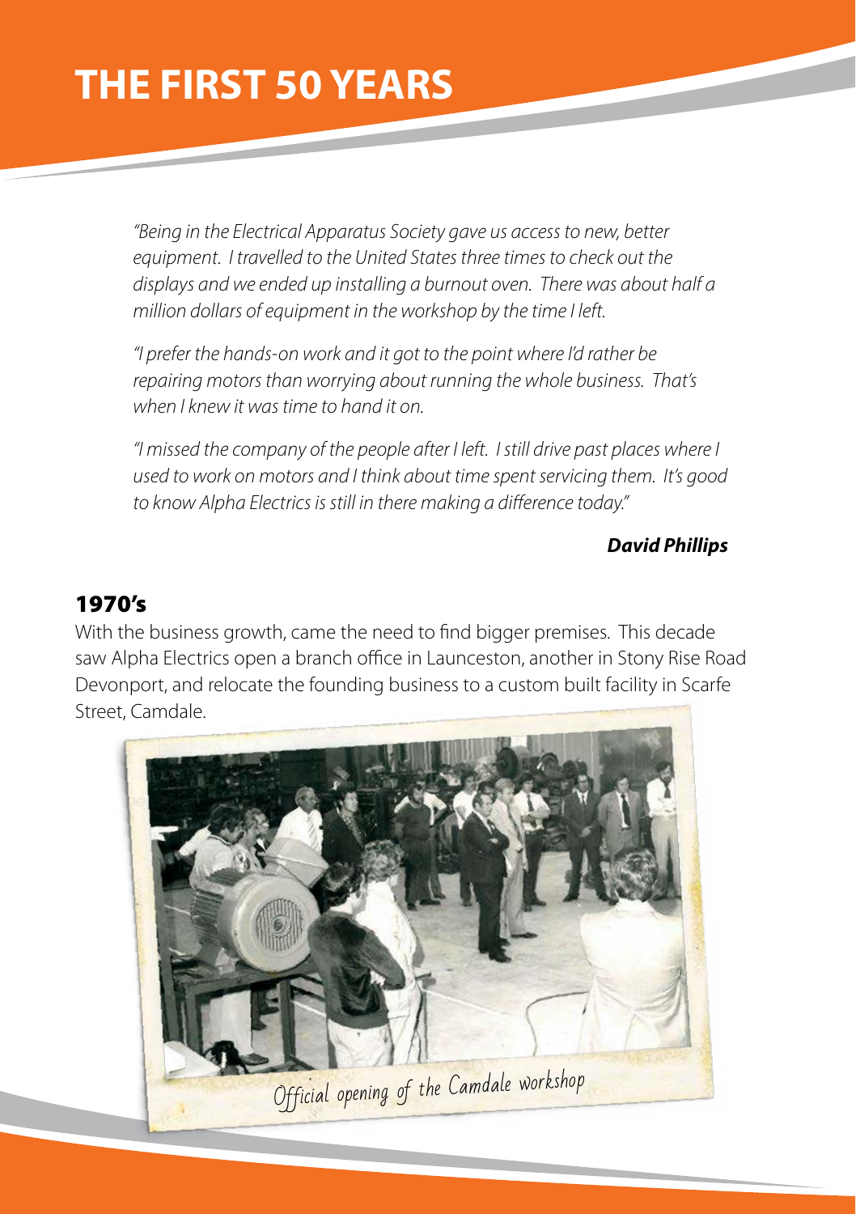# THE FIRST 50 YEARS

*"Being in the Electrical Apparatus Society gave us access to new, better equipment. I travelled to the United States three times to check out the displays and we ended up installing a burnout oven. There was about half a million dollars of equipment in the workshop by the time I left.*

*"I prefer the hands-on work and it got to the point where I'd rather be repairing motors than worrying about running the whole business. That's when I knew it was time to hand it on.*

*"I missed the company of the people after I left. I still drive past places where I used to work on motors and I think about time spent servicing them. It's good to know Alpha Electrics is still in there making a difference today."*

***David Phillips***

## 1970's

With the business growth, came the need to find bigger premises. This decade saw Alpha Electrics open a branch office in Launceston, another in Stony Rise Road Devonport, and relocate the founding business to a custom built facility in Scarfe Street, Camdale.

Official opening of the Camdale workshop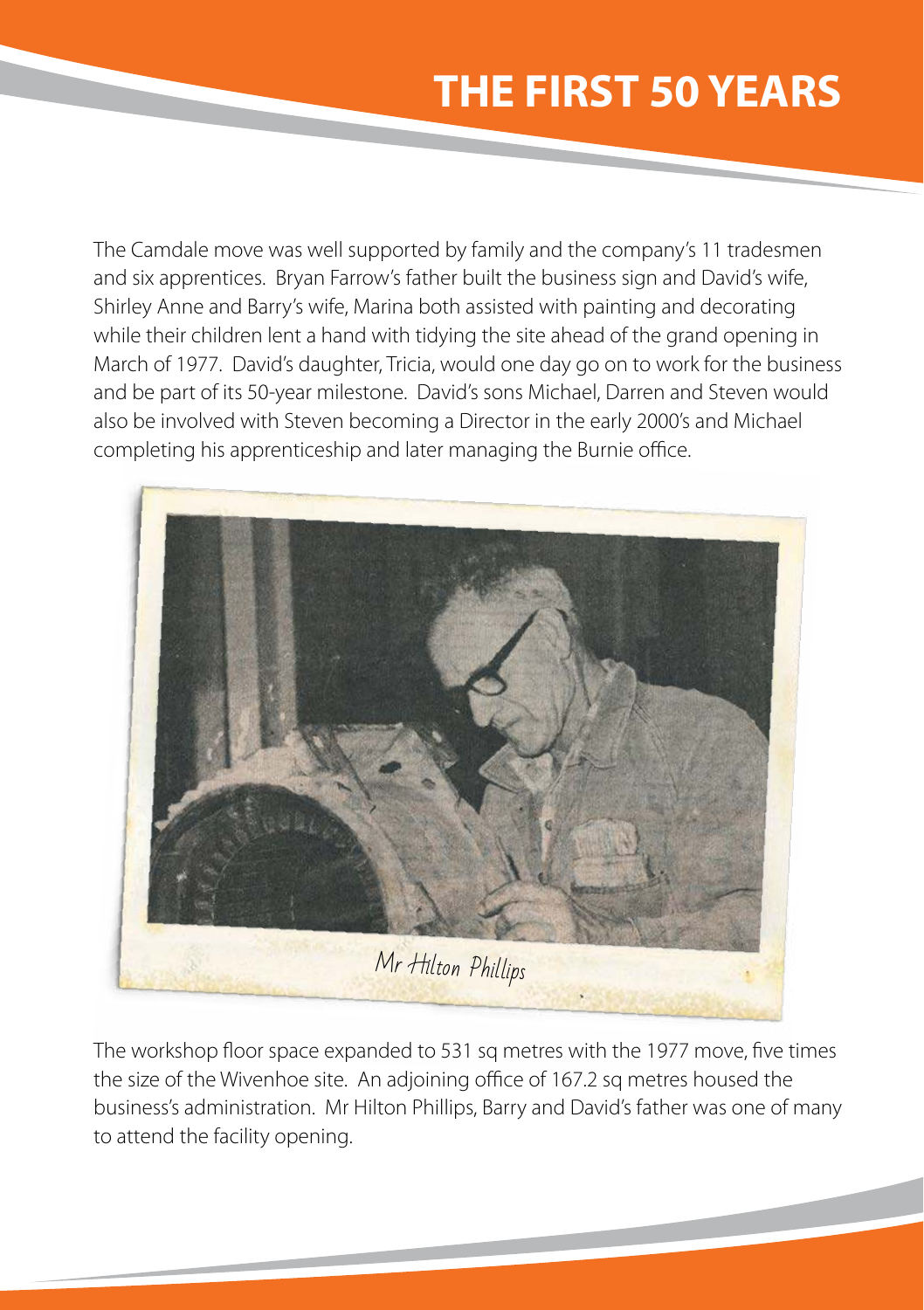# THE FIRST 50 YEARS

The Camdale move was well supported by family and the company's 11 tradesmen and six apprentices. Bryan Farrow's father built the business sign and David's wife, Shirley Anne and Barry's wife, Marina both assisted with painting and decorating while their children lent a hand with tidying the site ahead of the grand opening in March of 1977. David's daughter, Tricia, would one day go on to work for the business and be part of its 50-year milestone. David's sons Michael, Darren and Steven would also be involved with Steven becoming a Director in the early 2000's and Michael completing his apprenticeship and later managing the Burnie office.

Mr Hilton Phillips

The workshop floor space expanded to 531 sq metres with the 1977 move, five times the size of the Wivenhoe site. An adjoining office of 167.2 sq metres housed the business's administration. Mr Hilton Phillips, Barry and David's father was one of many to attend the facility opening.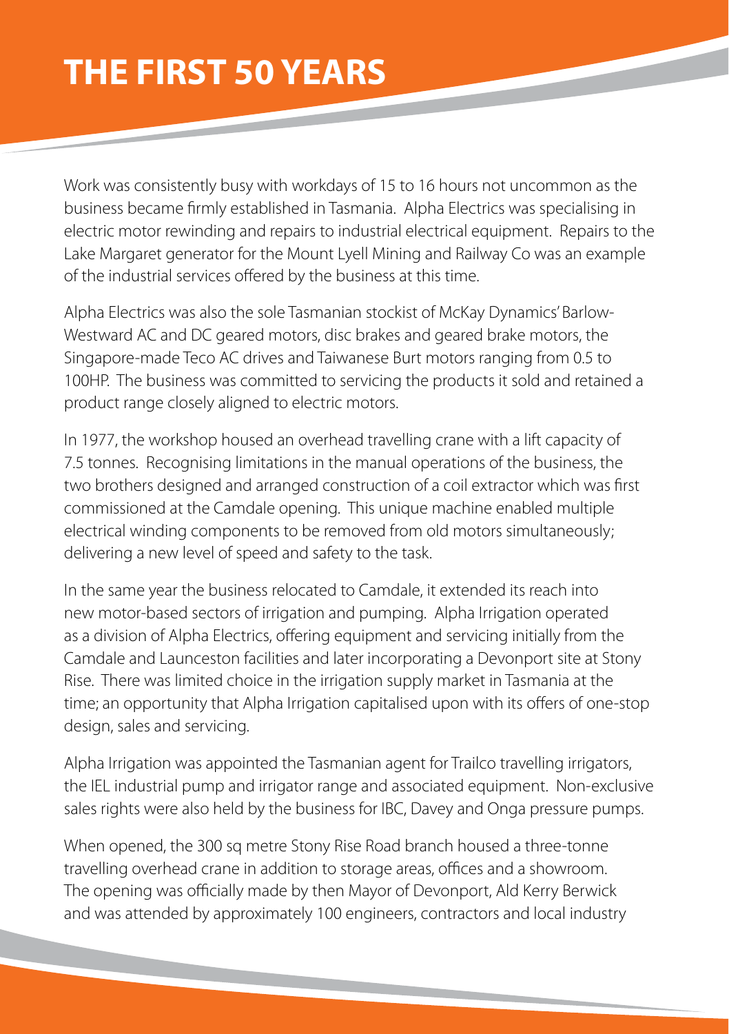# THE FIRST 50 YEARS

Work was consistently busy with workdays of 15 to 16 hours not uncommon as the business became firmly established in Tasmania. Alpha Electrics was specialising in electric motor rewinding and repairs to industrial electrical equipment. Repairs to the Lake Margaret generator for the Mount Lyell Mining and Railway Co was an example of the industrial services offered by the business at this time.

Alpha Electrics was also the sole Tasmanian stockist of McKay Dynamics' Barlow-Westward AC and DC geared motors, disc brakes and geared brake motors, the Singapore-made Teco AC drives and Taiwanese Burt motors ranging from 0.5 to 100HP. The business was committed to servicing the products it sold and retained a product range closely aligned to electric motors.

In 1977, the workshop housed an overhead travelling crane with a lift capacity of 7.5 tonnes. Recognising limitations in the manual operations of the business, the two brothers designed and arranged construction of a coil extractor which was first commissioned at the Camdale opening. This unique machine enabled multiple electrical winding components to be removed from old motors simultaneously; delivering a new level of speed and safety to the task.

In the same year the business relocated to Camdale, it extended its reach into new motor-based sectors of irrigation and pumping. Alpha Irrigation operated as a division of Alpha Electrics, offering equipment and servicing initially from the Camdale and Launceston facilities and later incorporating a Devonport site at Stony Rise. There was limited choice in the irrigation supply market in Tasmania at the time; an opportunity that Alpha Irrigation capitalised upon with its offers of one-stop design, sales and servicing.

Alpha Irrigation was appointed the Tasmanian agent for Trailco travelling irrigators, the IEL industrial pump and irrigator range and associated equipment. Non-exclusive sales rights were also held by the business for IBC, Davey and Onga pressure pumps.

When opened, the 300 sq metre Stony Rise Road branch housed a three-tonne travelling overhead crane in addition to storage areas, offices and a showroom. The opening was officially made by then Mayor of Devonport, Ald Kerry Berwick and was attended by approximately 100 engineers, contractors and local industry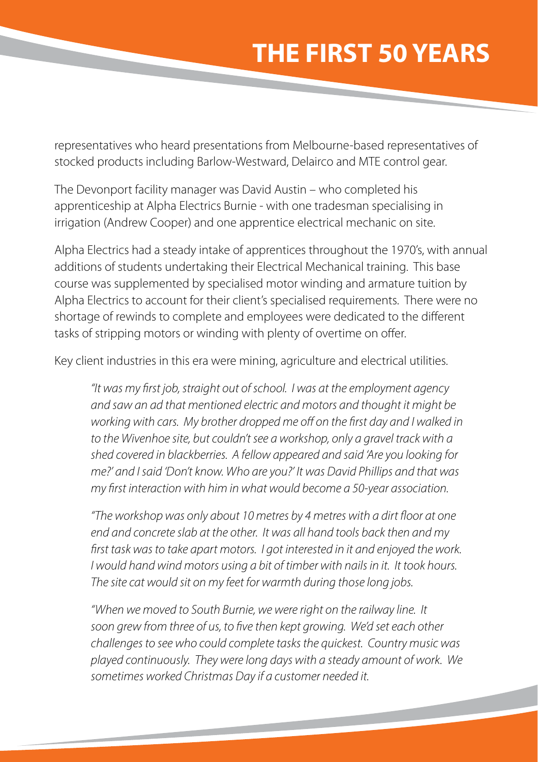representatives who heard presentations from Melbourne-based representatives of stocked products including Barlow-Westward, Delairco and MTE control gear.

The Devonport facility manager was David Austin – who completed his apprenticeship at Alpha Electrics Burnie - with one tradesman specialising in irrigation (Andrew Cooper) and one apprentice electrical mechanic on site.

Alpha Electrics had a steady intake of apprentices throughout the 1970's, with annual additions of students undertaking their Electrical Mechanical training. This base course was supplemented by specialised motor winding and armature tuition by Alpha Electrics to account for their client's specialised requirements. There were no shortage of rewinds to complete and employees were dedicated to the different tasks of stripping motors or winding with plenty of overtime on offer.

Key client industries in this era were mining, agriculture and electrical utilities.

> *"It was my first job, straight out of school. I was at the employment agency and saw an ad that mentioned electric and motors and thought it might be working with cars. My brother dropped me off on the first day and I walked in to the Wivenhoe site, but couldn't see a workshop, only a gravel track with a shed covered in blackberries. A fellow appeared and said 'Are you looking for me?' and I said 'Don't know. Who are you?' It was David Phillips and that was my first interaction with him in what would become a 50-year association.*
>
> *"The workshop was only about 10 metres by 4 metres with a dirt floor at one end and concrete slab at the other. It was all hand tools back then and my first task was to take apart motors. I got interested in it and enjoyed the work. I would hand wind motors using a bit of timber with nails in it. It took hours. The site cat would sit on my feet for warmth during those long jobs.*
>
> *"When we moved to South Burnie, we were right on the railway line. It soon grew from three of us, to five then kept growing. We'd set each other challenges to see who could complete tasks the quickest. Country music was played continuously. They were long days with a steady amount of work. We sometimes worked Christmas Day if a customer needed it.*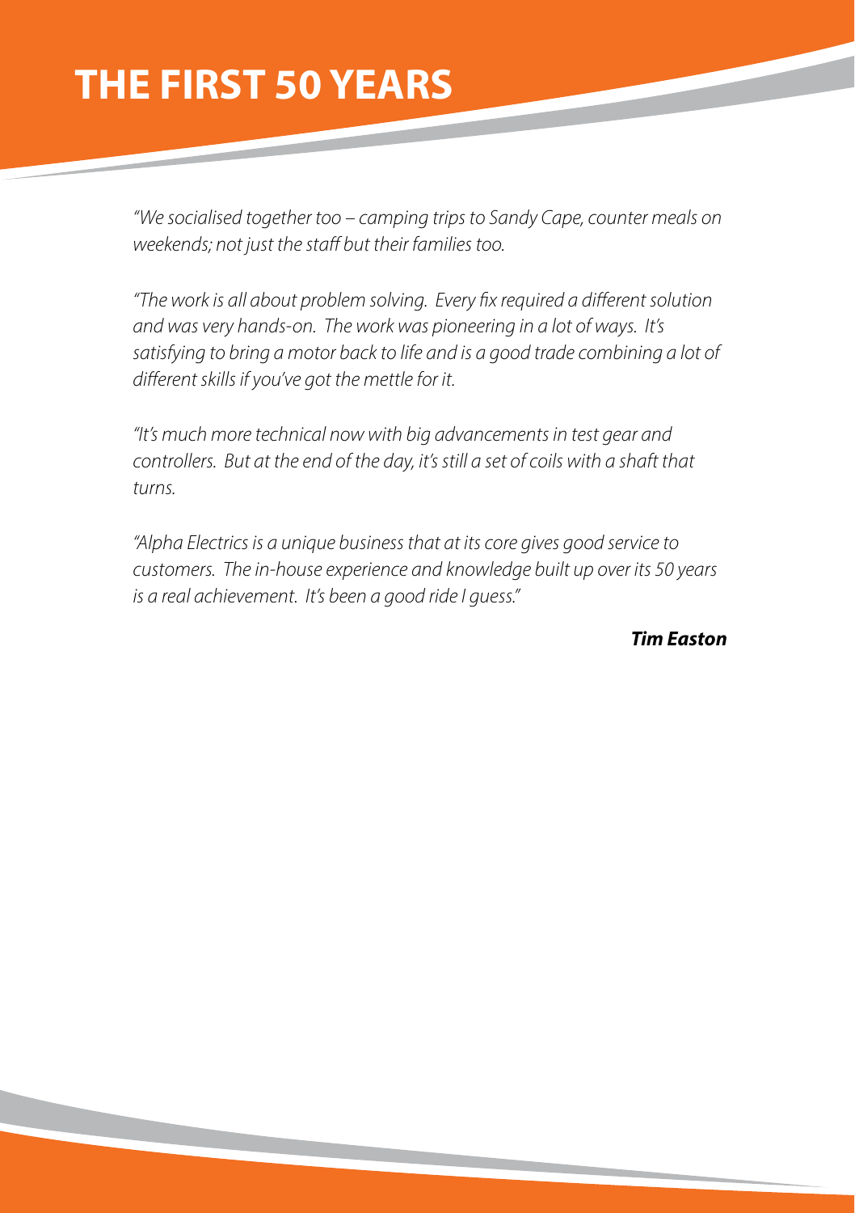# THE FIRST 50 YEARS

*"We socialised together too – camping trips to Sandy Cape, counter meals on weekends; not just the staff but their families too.*

*"The work is all about problem solving. Every fix required a different solution and was very hands-on. The work was pioneering in a lot of ways. It's satisfying to bring a motor back to life and is a good trade combining a lot of different skills if you've got the mettle for it.*

*"It's much more technical now with big advancements in test gear and controllers. But at the end of the day, it's still a set of coils with a shaft that turns.*

*"Alpha Electrics is a unique business that at its core gives good service to customers. The in-house experience and knowledge built up over its 50 years is a real achievement. It's been a good ride I guess."*

***Tim Easton***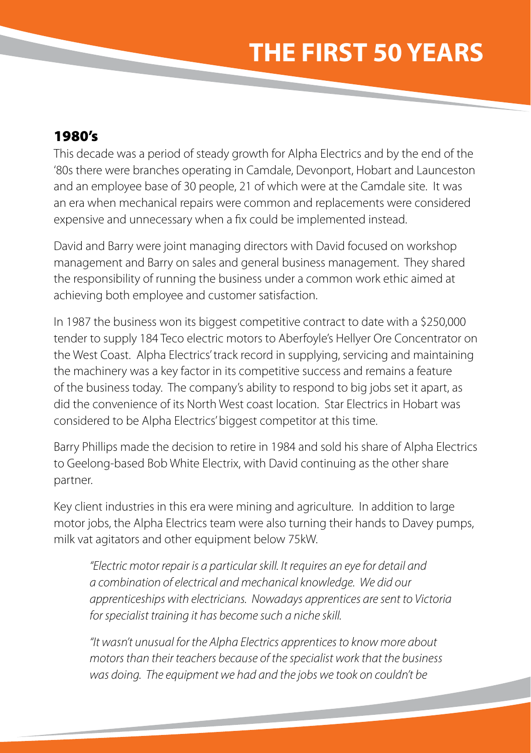# THE FIRST 50 YEARS

## 1980's

This decade was a period of steady growth for Alpha Electrics and by the end of the '80s there were branches operating in Camdale, Devonport, Hobart and Launceston and an employee base of 30 people, 21 of which were at the Camdale site. It was an era when mechanical repairs were common and replacements were considered expensive and unnecessary when a fix could be implemented instead.

David and Barry were joint managing directors with David focused on workshop management and Barry on sales and general business management. They shared the responsibility of running the business under a common work ethic aimed at achieving both employee and customer satisfaction.

In 1987 the business won its biggest competitive contract to date with a $250,000 tender to supply 184 Teco electric motors to Aberfoyle's Hellyer Ore Concentrator on the West Coast. Alpha Electrics' track record in supplying, servicing and maintaining the machinery was a key factor in its competitive success and remains a feature of the business today. The company's ability to respond to big jobs set it apart, as did the convenience of its North West coast location. Star Electrics in Hobart was considered to be Alpha Electrics' biggest competitor at this time.

Barry Phillips made the decision to retire in 1984 and sold his share of Alpha Electrics to Geelong-based Bob White Electrix, with David continuing as the other share partner.

Key client industries in this era were mining and agriculture. In addition to large motor jobs, the Alpha Electrics team were also turning their hands to Davey pumps, milk vat agitators and other equipment below 75kW.

> *"Electric motor repair is a particular skill. It requires an eye for detail and a combination of electrical and mechanical knowledge. We did our apprenticeships with electricians. Nowadays apprentices are sent to Victoria for specialist training it has become such a niche skill.*
>
> *"It wasn't unusual for the Alpha Electrics apprentices to know more about motors than their teachers because of the specialist work that the business was doing. The equipment we had and the jobs we took on couldn't be*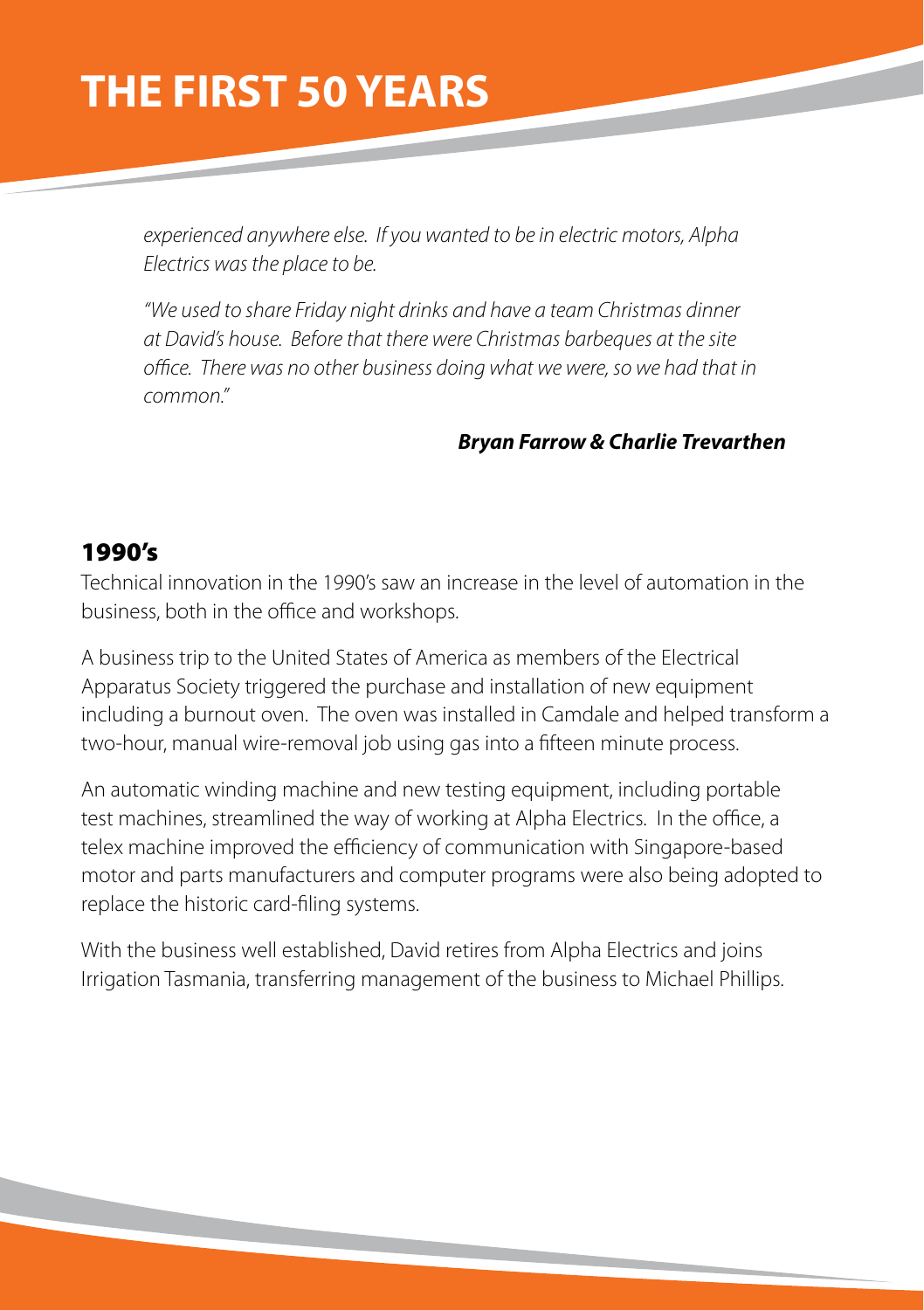*experienced anywhere else. If you wanted to be in electric motors, Alpha Electrics was the place to be.*

*"We used to share Friday night drinks and have a team Christmas dinner at David's house. Before that there were Christmas barbeques at the site office. There was no other business doing what we were, so we had that in common."*

***Bryan Farrow & Charlie Trevarthen***

## 1990's

Technical innovation in the 1990's saw an increase in the level of automation in the business, both in the office and workshops.

A business trip to the United States of America as members of the Electrical Apparatus Society triggered the purchase and installation of new equipment including a burnout oven. The oven was installed in Camdale and helped transform a two-hour, manual wire-removal job using gas into a fifteen minute process.

An automatic winding machine and new testing equipment, including portable test machines, streamlined the way of working at Alpha Electrics. In the office, a telex machine improved the efficiency of communication with Singapore-based motor and parts manufacturers and computer programs were also being adopted to replace the historic card-filing systems.

With the business well established, David retires from Alpha Electrics and joins Irrigation Tasmania, transferring management of the business to Michael Phillips.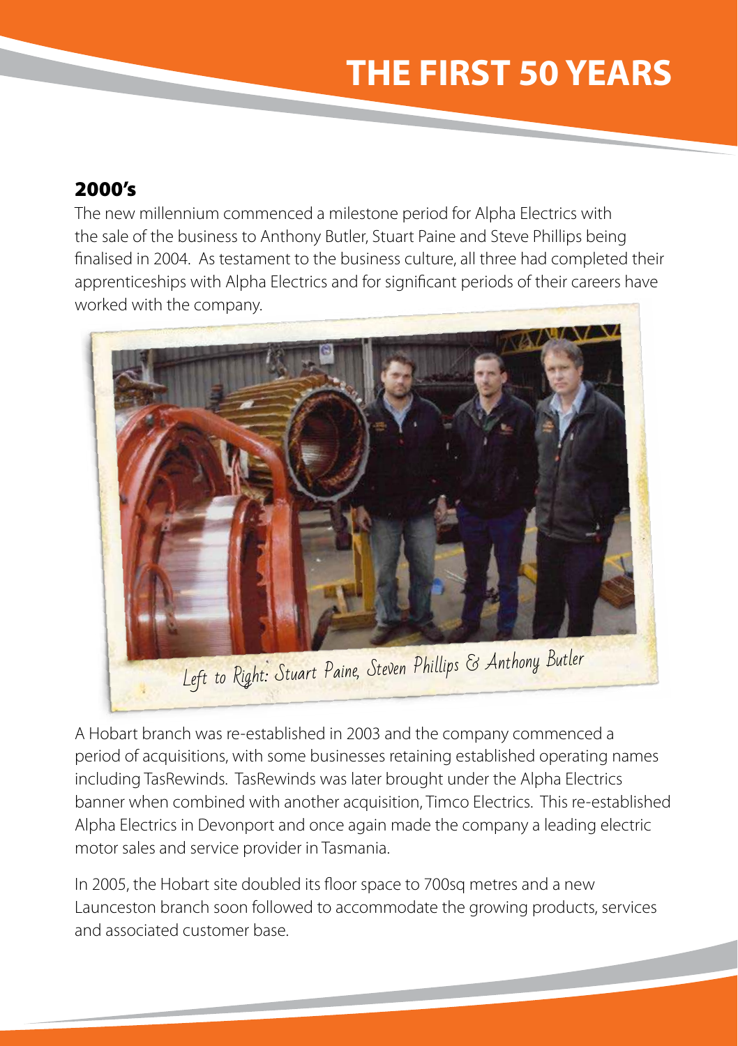# THE FIRST 50 YEARS

## 2000's

The new millennium commenced a milestone period for Alpha Electrics with the sale of the business to Anthony Butler, Stuart Paine and Steve Phillips being finalised in 2004. As testament to the business culture, all three had completed their apprenticeships with Alpha Electrics and for significant periods of their careers have worked with the company.

Left to Right: Stuart Paine, Steven Phillips & Anthony Butler

A Hobart branch was re-established in 2003 and the company commenced a period of acquisitions, with some businesses retaining established operating names including TasRewinds. TasRewinds was later brought under the Alpha Electrics banner when combined with another acquisition, Timco Electrics. This re-established Alpha Electrics in Devonport and once again made the company a leading electric motor sales and service provider in Tasmania.

In 2005, the Hobart site doubled its floor space to 700sq metres and a new Launceston branch soon followed to accommodate the growing products, services and associated customer base.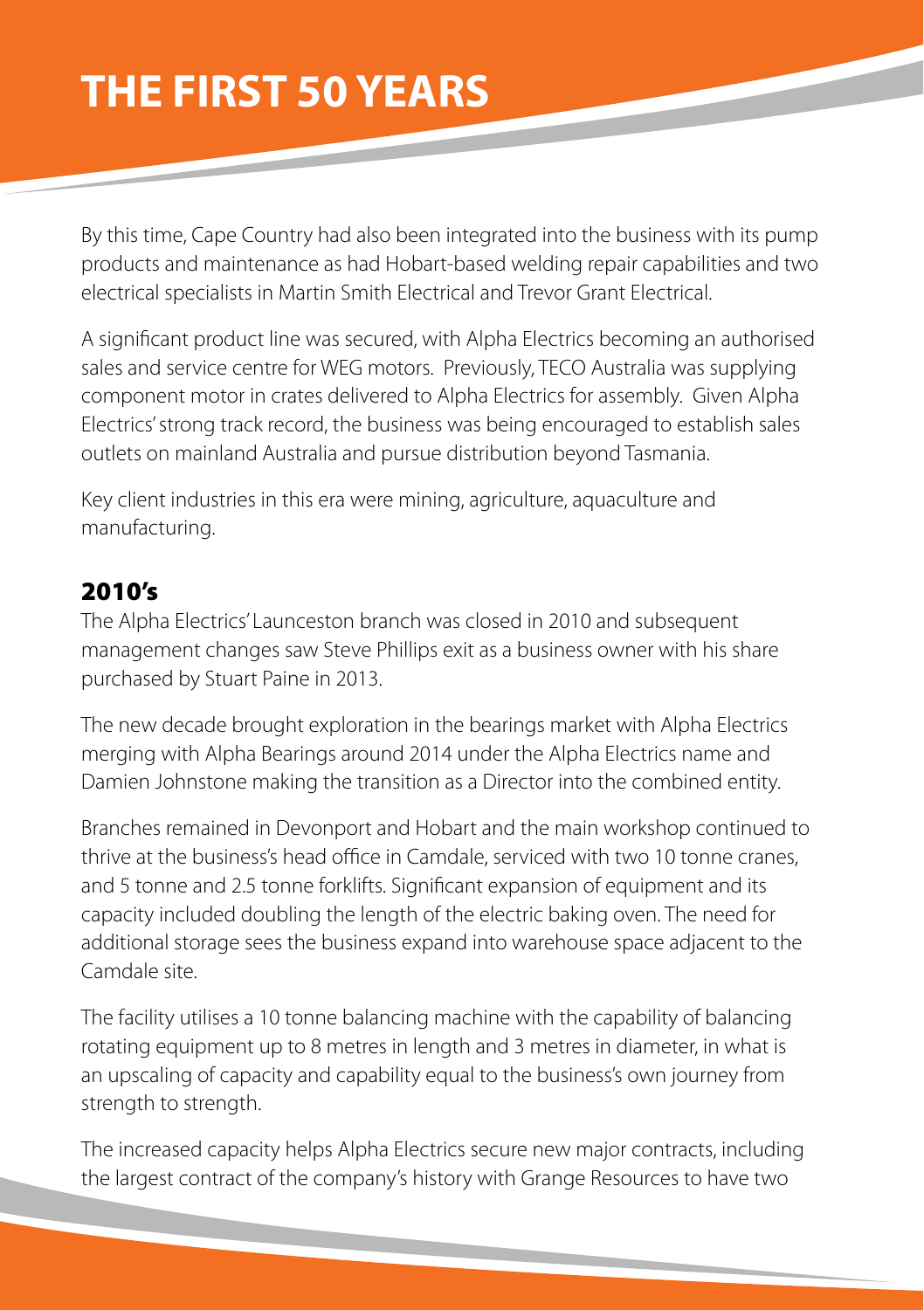# THE FIRST 50 YEARS

By this time, Cape Country had also been integrated into the business with its pump products and maintenance as had Hobart-based welding repair capabilities and two electrical specialists in Martin Smith Electrical and Trevor Grant Electrical.

A significant product line was secured, with Alpha Electrics becoming an authorised sales and service centre for WEG motors. Previously, TECO Australia was supplying component motor in crates delivered to Alpha Electrics for assembly. Given Alpha Electrics' strong track record, the business was being encouraged to establish sales outlets on mainland Australia and pursue distribution beyond Tasmania.

Key client industries in this era were mining, agriculture, aquaculture and manufacturing.

## 2010's

The Alpha Electrics' Launceston branch was closed in 2010 and subsequent management changes saw Steve Phillips exit as a business owner with his share purchased by Stuart Paine in 2013.

The new decade brought exploration in the bearings market with Alpha Electrics merging with Alpha Bearings around 2014 under the Alpha Electrics name and Damien Johnstone making the transition as a Director into the combined entity.

Branches remained in Devonport and Hobart and the main workshop continued to thrive at the business's head office in Camdale, serviced with two 10 tonne cranes, and 5 tonne and 2.5 tonne forklifts. Significant expansion of equipment and its capacity included doubling the length of the electric baking oven. The need for additional storage sees the business expand into warehouse space adjacent to the Camdale site.

The facility utilises a 10 tonne balancing machine with the capability of balancing rotating equipment up to 8 metres in length and 3 metres in diameter, in what is an upscaling of capacity and capability equal to the business's own journey from strength to strength.

The increased capacity helps Alpha Electrics secure new major contracts, including the largest contract of the company's history with Grange Resources to have two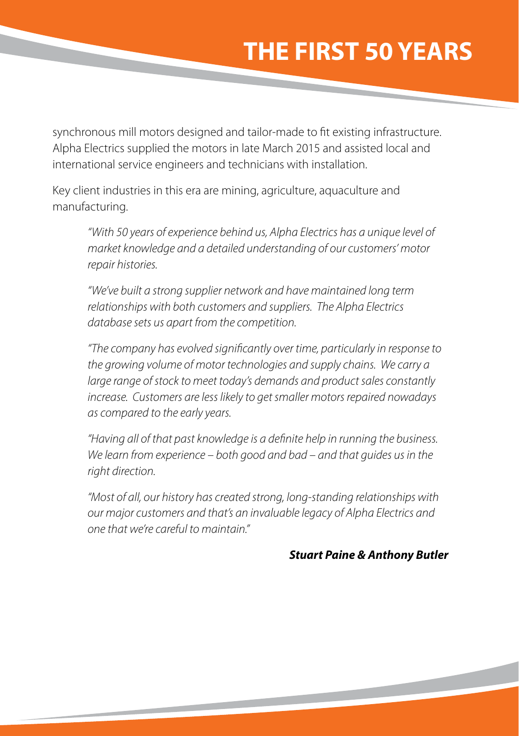synchronous mill motors designed and tailor-made to fit existing infrastructure. Alpha Electrics supplied the motors in late March 2015 and assisted local and international service engineers and technicians with installation.

Key client industries in this era are mining, agriculture, aquaculture and manufacturing.

> *"With 50 years of experience behind us, Alpha Electrics has a unique level of market knowledge and a detailed understanding of our customers' motor repair histories.*
>
> *"We've built a strong supplier network and have maintained long term relationships with both customers and suppliers. The Alpha Electrics database sets us apart from the competition.*
>
> *"The company has evolved significantly over time, particularly in response to the growing volume of motor technologies and supply chains. We carry a large range of stock to meet today's demands and product sales constantly increase. Customers are less likely to get smaller motors repaired nowadays as compared to the early years.*
>
> *"Having all of that past knowledge is a definite help in running the business. We learn from experience – both good and bad – and that guides us in the right direction.*
>
> *"Most of all, our history has created strong, long-standing relationships with our major customers and that's an invaluable legacy of Alpha Electrics and one that we're careful to maintain."*

***Stuart Paine & Anthony Butler***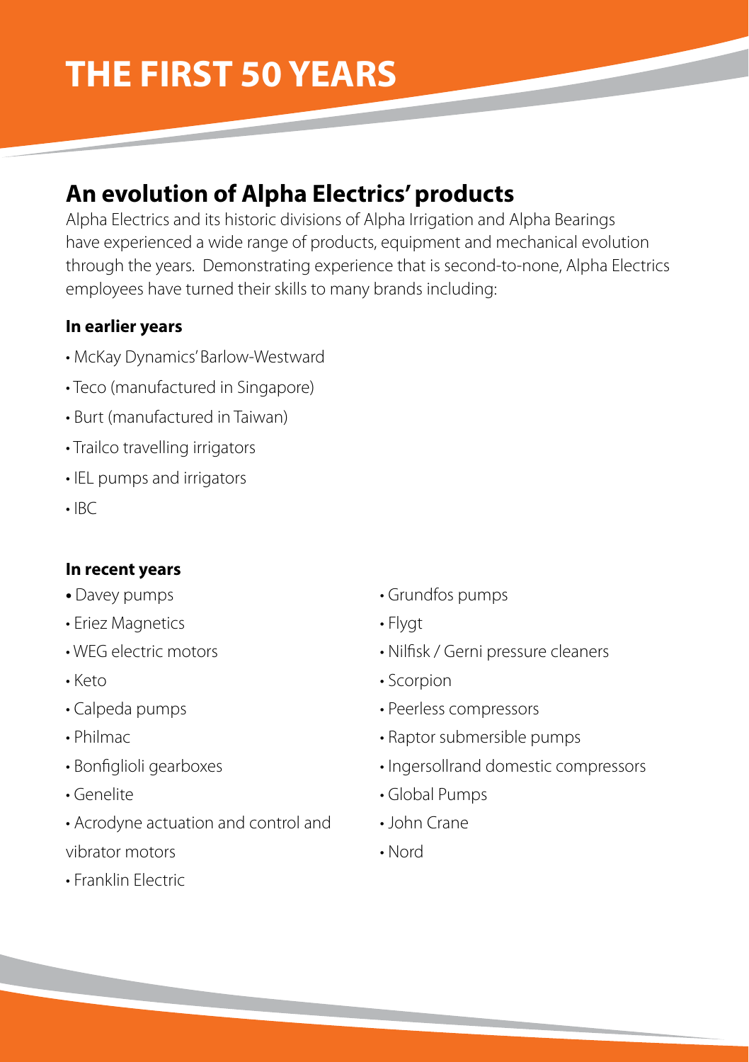# THE FIRST 50 YEARS

## An evolution of Alpha Electrics' products

Alpha Electrics and its historic divisions of Alpha Irrigation and Alpha Bearings have experienced a wide range of products, equipment and mechanical evolution through the years. Demonstrating experience that is second-to-none, Alpha Electrics employees have turned their skills to many brands including:

### In earlier years

- McKay Dynamics' Barlow-Westward
- Teco (manufactured in Singapore)
- Burt (manufactured in Taiwan)
- Trailco travelling irrigators
- IEL pumps and irrigators
- IBC

### In recent years

- Davey pumps
- Eriez Magnetics
- WEG electric motors
- Keto
- Calpeda pumps
- Philmac
- Bonfiglioli gearboxes
- Genelite
- Acrodyne actuation and control and vibrator motors
- Franklin Electric
- Grundfos pumps
- Flygt
- Nilfisk / Gerni pressure cleaners
- Scorpion
- Peerless compressors
- Raptor submersible pumps
- Ingersollrand domestic compressors
- Global Pumps
- John Crane
- Nord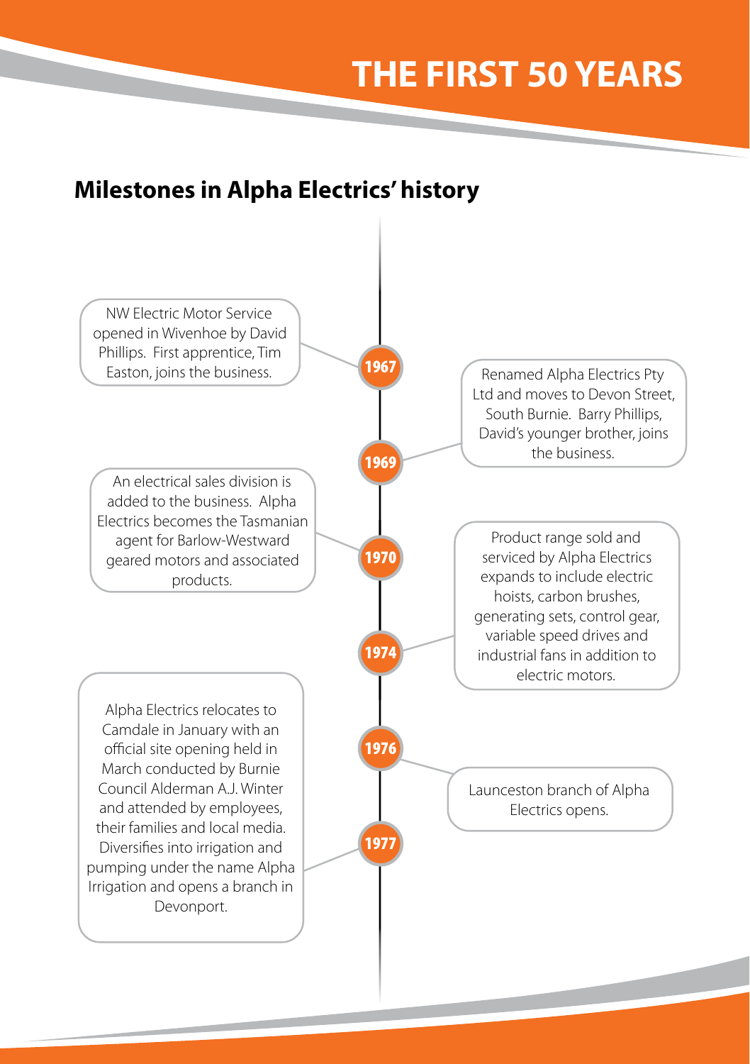# THE FIRST 50 YEARS

## Milestones in Alpha Electrics' history

**1967**
NW Electric Motor Service opened in Wivenhoe by David Phillips. First apprentice, Tim Easton, joins the business.

**1969**
Renamed Alpha Electrics Pty Ltd and moves to Devon Street, South Burnie. Barry Phillips, David's younger brother, joins the business.

**1970**
An electrical sales division is added to the business. Alpha Electrics becomes the Tasmanian agent for Barlow-Westward geared motors and associated products.

**1974**
Product range sold and serviced by Alpha Electrics expands to include electric hoists, carbon brushes, generating sets, control gear, variable speed drives and industrial fans in addition to electric motors.

**1976**
Launceston branch of Alpha Electrics opens.

**1977**
Alpha Electrics relocates to Camdale in January with an official site opening held in March conducted by Burnie Council Alderman A.J. Winter and attended by employees, their families and local media. Diversifies into irrigation and pumping under the name Alpha Irrigation and opens a branch in Devonport.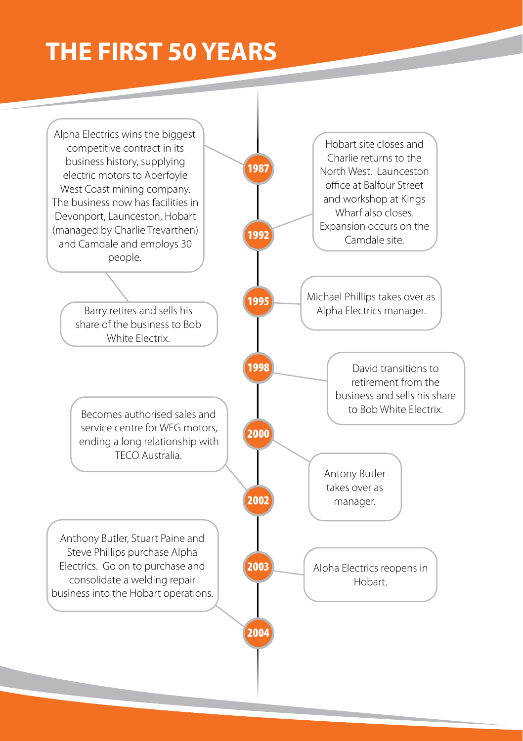# THE FIRST 50 YEARS

**1987**

Alpha Electrics wins the biggest competitive contract in its business history, supplying electric motors to Aberfoyle West Coast mining company. The business now has facilities in Devonport, Launceston, Hobart (managed by Charlie Trevarthen) and Camdale and employs 30 people.

**1992**

Hobart site closes and Charlie returns to the North West. Launceston office at Balfour Street and workshop at Kings Wharf also closes. Expansion occurs on the Camdale site.

Barry retires and sells his share of the business to Bob White Electrix.

**1995**

Michael Phillips takes over as Alpha Electrics manager.

**1998**

David transitions to retirement from the business and sells his share to Bob White Electrix.

**2000**

Antony Butler takes over as manager.

**2002**

Becomes authorised sales and service centre for WEG motors, ending a long relationship with TECO Australia.

**2003**

Alpha Electrics reopens in Hobart.

**2004**

Anthony Butler, Stuart Paine and Steve Phillips purchase Alpha Electrics. Go on to purchase and consolidate a welding repair business into the Hobart operations.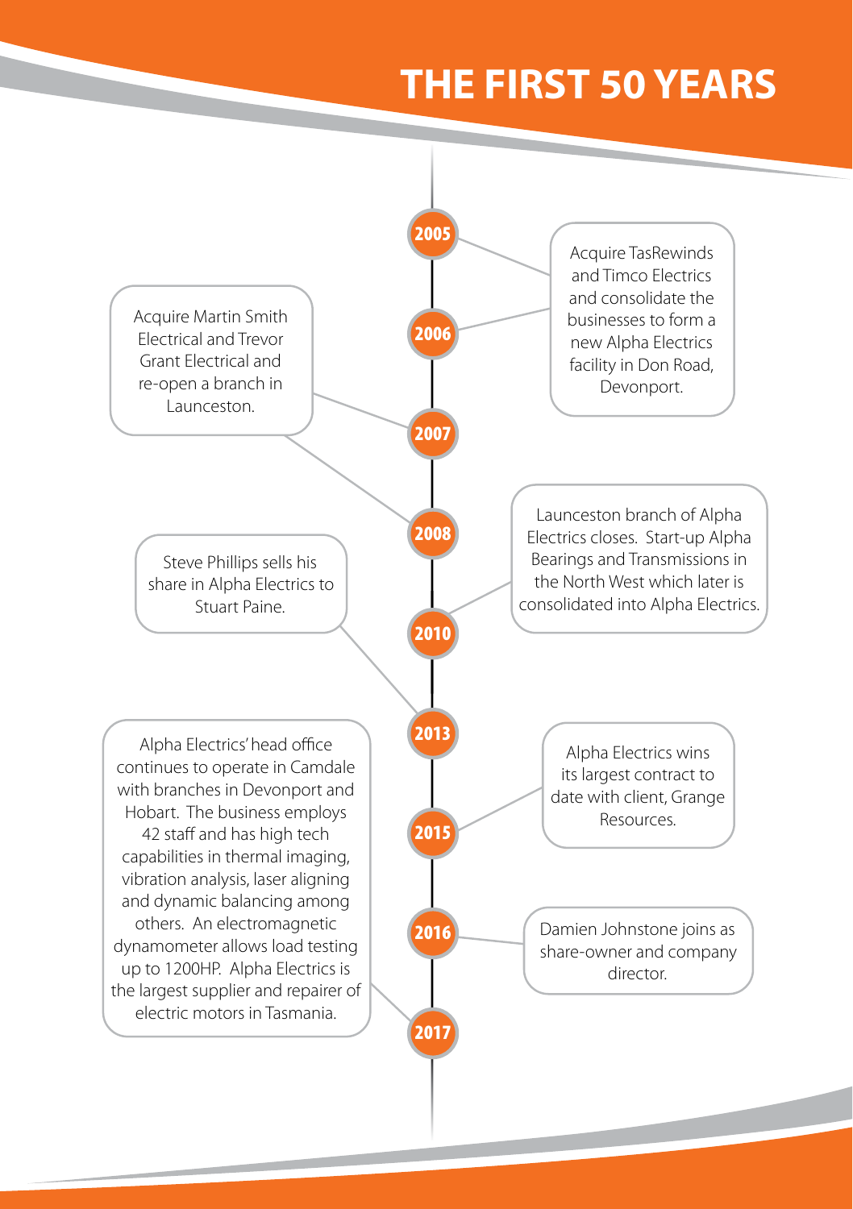# THE FIRST 50 YEARS

**2005–2006** – Acquire TasRewinds and Timco Electrics and consolidate the businesses to form a new Alpha Electrics facility in Don Road, Devonport.

**2007–2008** – Acquire Martin Smith Electrical and Trevor Grant Electrical and re-open a branch in Launceston.

**2010** – Launceston branch of Alpha Electrics closes. Start-up Alpha Bearings and Transmissions in the North West which later is consolidated into Alpha Electrics.

**2013** – Steve Phillips sells his share in Alpha Electrics to Stuart Paine.

**2015** – Alpha Electrics wins its largest contract to date with client, Grange Resources.

**2016** – Damien Johnstone joins as share-owner and company director.

**2017** – Alpha Electrics' head office continues to operate in Camdale with branches in Devonport and Hobart. The business employs 42 staff and has high tech capabilities in thermal imaging, vibration analysis, laser aligning and dynamic balancing among others. An electromagnetic dynamometer allows load testing up to 1200HP. Alpha Electrics is the largest supplier and repairer of electric motors in Tasmania.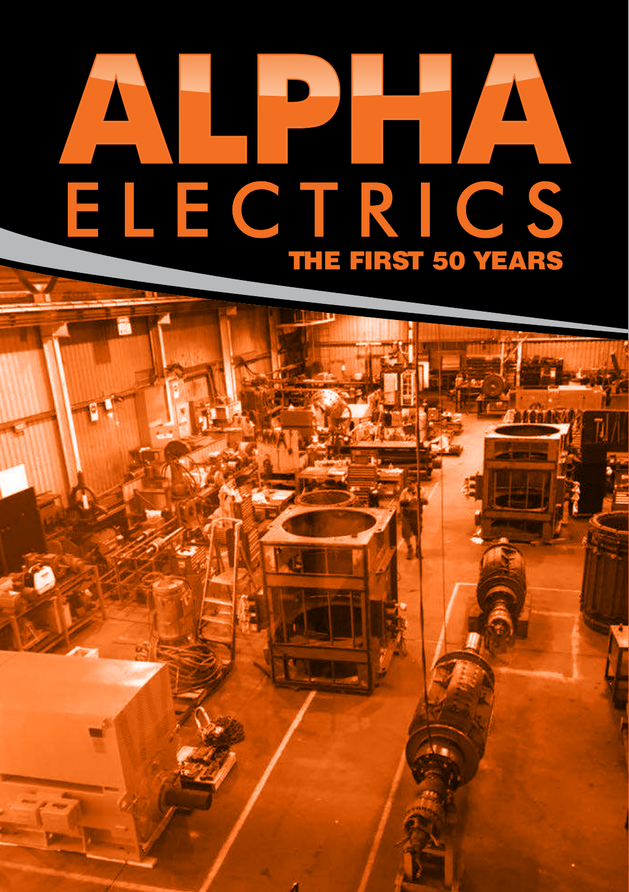# ALPHA

## ELECTRICS

### THE FIRST 50 YEARS